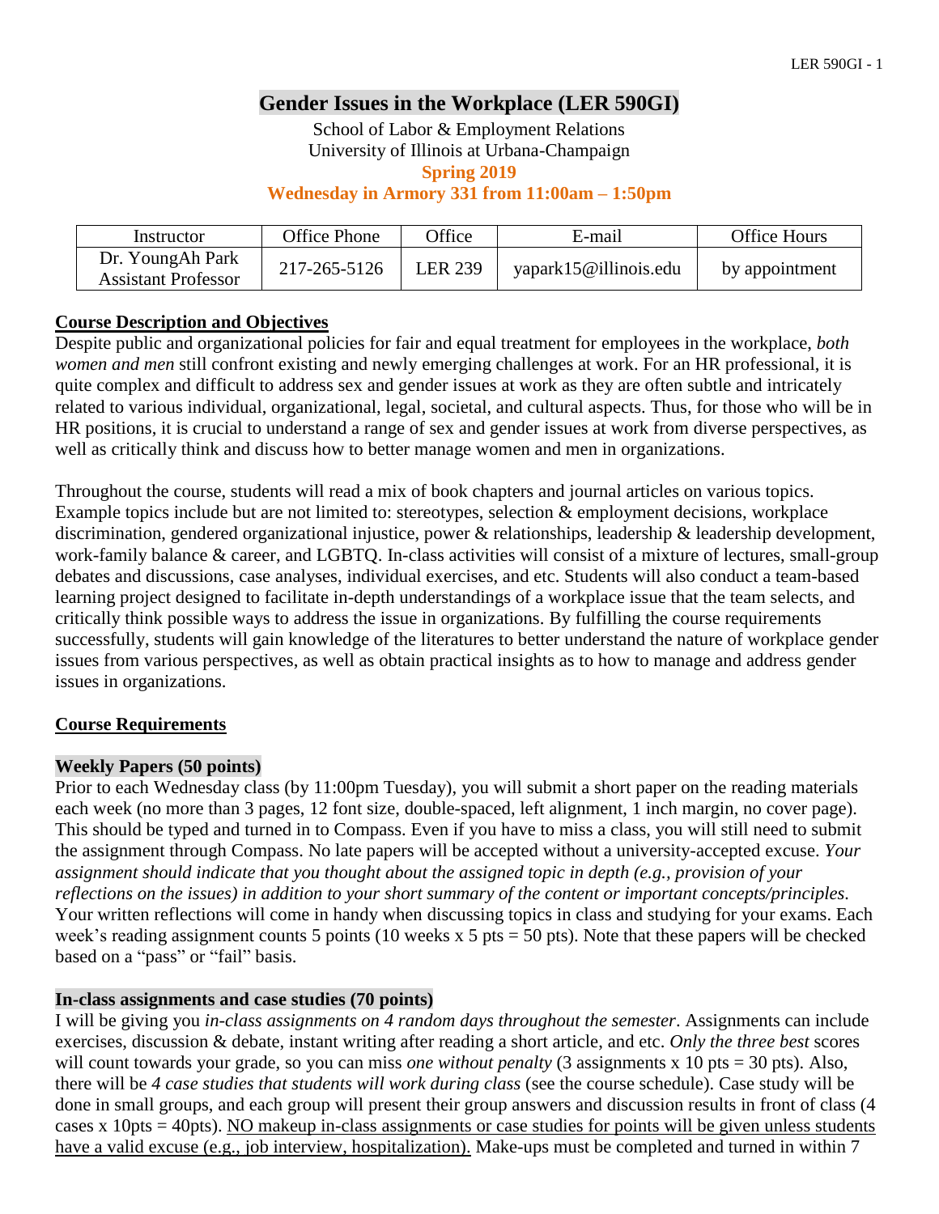# Gender Issues in the Workplace (LER 590GI)

School of Labor & Employment Relations
University of Illinois at Urbana-Champaign
**Spring 2019**
**Wednesday in Armory 331 from 11:00am – 1:50pm**

| Instructor | Office Phone | Office | E-mail | Office Hours |
| --- | --- | --- | --- | --- |
| Dr. YoungAh Park<br>Assistant Professor | 217-265-5126 | LER 239 | yapark15@illinois.edu | by appointment |

## Course Description and Objectives

Despite public and organizational policies for fair and equal treatment for employees in the workplace, *both women and men* still confront existing and newly emerging challenges at work. For an HR professional, it is quite complex and difficult to address sex and gender issues at work as they are often subtle and intricately related to various individual, organizational, legal, societal, and cultural aspects. Thus, for those who will be in HR positions, it is crucial to understand a range of sex and gender issues at work from diverse perspectives, as well as critically think and discuss how to better manage women and men in organizations.

Throughout the course, students will read a mix of book chapters and journal articles on various topics. Example topics include but are not limited to: stereotypes, selection & employment decisions, workplace discrimination, gendered organizational injustice, power & relationships, leadership & leadership development, work-family balance & career, and LGBTQ. In-class activities will consist of a mixture of lectures, small-group debates and discussions, case analyses, individual exercises, and etc. Students will also conduct a team-based learning project designed to facilitate in-depth understandings of a workplace issue that the team selects, and critically think possible ways to address the issue in organizations. By fulfilling the course requirements successfully, students will gain knowledge of the literatures to better understand the nature of workplace gender issues from various perspectives, as well as obtain practical insights as to how to manage and address gender issues in organizations.

## Course Requirements

### Weekly Papers (50 points)

Prior to each Wednesday class (by 11:00pm Tuesday), you will submit a short paper on the reading materials each week (no more than 3 pages, 12 font size, double-spaced, left alignment, 1 inch margin, no cover page). This should be typed and turned in to Compass. Even if you have to miss a class, you will still need to submit the assignment through Compass. No late papers will be accepted without a university-accepted excuse. *Your assignment should indicate that you thought about the assigned topic in depth (e.g., provision of your reflections on the issues) in addition to your short summary of the content or important concepts/principles.* Your written reflections will come in handy when discussing topics in class and studying for your exams. Each week's reading assignment counts 5 points (10 weeks x 5 pts = 50 pts). Note that these papers will be checked based on a "pass" or "fail" basis.

### In-class assignments and case studies (70 points)

I will be giving you *in-class assignments on 4 random days throughout the semester*. Assignments can include exercises, discussion & debate, instant writing after reading a short article, and etc. *Only the three best* scores will count towards your grade, so you can miss *one without penalty* (3 assignments x 10 pts = 30 pts). Also, there will be *4 case studies that students will work during class* (see the course schedule). Case study will be done in small groups, and each group will present their group answers and discussion results in front of class (4 cases x 10pts = 40pts). <u>NO makeup in-class assignments or case studies for points will be given unless students have a valid excuse (e.g., job interview, hospitalization).</u> Make-ups must be completed and turned in within 7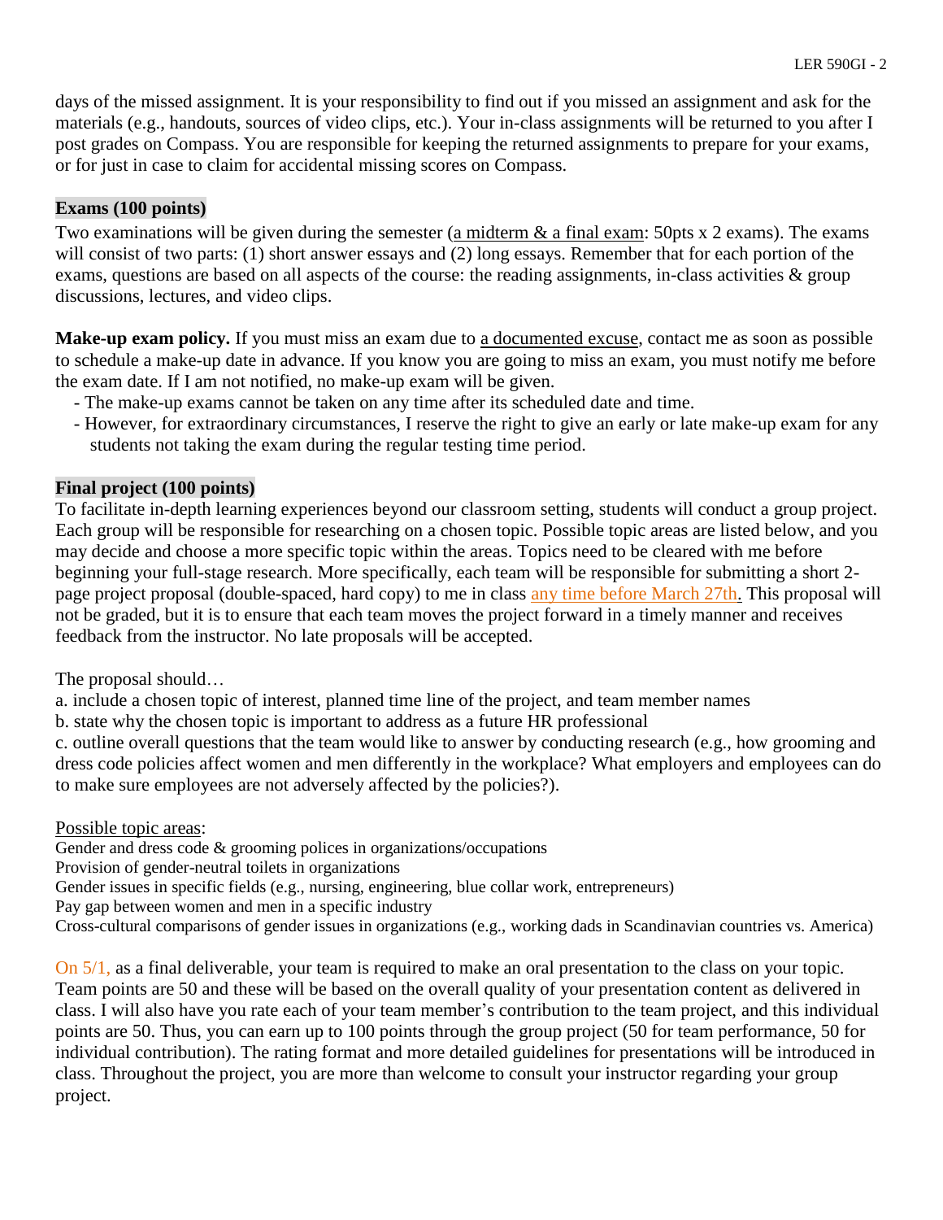days of the missed assignment. It is your responsibility to find out if you missed an assignment and ask for the materials (e.g., handouts, sources of video clips, etc.). Your in-class assignments will be returned to you after I post grades on Compass. You are responsible for keeping the returned assignments to prepare for your exams, or for just in case to claim for accidental missing scores on Compass.

## Exams (100 points)

Two examinations will be given during the semester (<u>a midterm & a final exam</u>: 50pts x 2 exams). The exams will consist of two parts: (1) short answer essays and (2) long essays. Remember that for each portion of the exams, questions are based on all aspects of the course: the reading assignments, in-class activities & group discussions, lectures, and video clips.

**Make-up exam policy.** If you must miss an exam due to <u>a documented excuse</u>, contact me as soon as possible to schedule a make-up date in advance. If you know you are going to miss an exam, you must notify me before the exam date. If I am not notified, no make-up exam will be given.

- The make-up exams cannot be taken on any time after its scheduled date and time.
- However, for extraordinary circumstances, I reserve the right to give an early or late make-up exam for any students not taking the exam during the regular testing time period.

## Final project (100 points)

To facilitate in-depth learning experiences beyond our classroom setting, students will conduct a group project. Each group will be responsible for researching on a chosen topic. Possible topic areas are listed below, and you may decide and choose a more specific topic within the areas. Topics need to be cleared with me before beginning your full-stage research. More specifically, each team will be responsible for submitting a short 2-page project proposal (double-spaced, hard copy) to me in class <u>any time before March 27th.</u> This proposal will not be graded, but it is to ensure that each team moves the project forward in a timely manner and receives feedback from the instructor. No late proposals will be accepted.

The proposal should…

a. include a chosen topic of interest, planned time line of the project, and team member names
b. state why the chosen topic is important to address as a future HR professional
c. outline overall questions that the team would like to answer by conducting research (e.g., how grooming and dress code policies affect women and men differently in the workplace? What employers and employees can do to make sure employees are not adversely affected by the policies?).

<u>Possible topic areas</u>:
Gender and dress code & grooming polices in organizations/occupations
Provision of gender-neutral toilets in organizations
Gender issues in specific fields (e.g., nursing, engineering, blue collar work, entrepreneurs)
Pay gap between women and men in a specific industry
Cross-cultural comparisons of gender issues in organizations (e.g., working dads in Scandinavian countries vs. America)

On 5/1, as a final deliverable, your team is required to make an oral presentation to the class on your topic. Team points are 50 and these will be based on the overall quality of your presentation content as delivered in class. I will also have you rate each of your team member's contribution to the team project, and this individual points are 50. Thus, you can earn up to 100 points through the group project (50 for team performance, 50 for individual contribution). The rating format and more detailed guidelines for presentations will be introduced in class. Throughout the project, you are more than welcome to consult your instructor regarding your group project.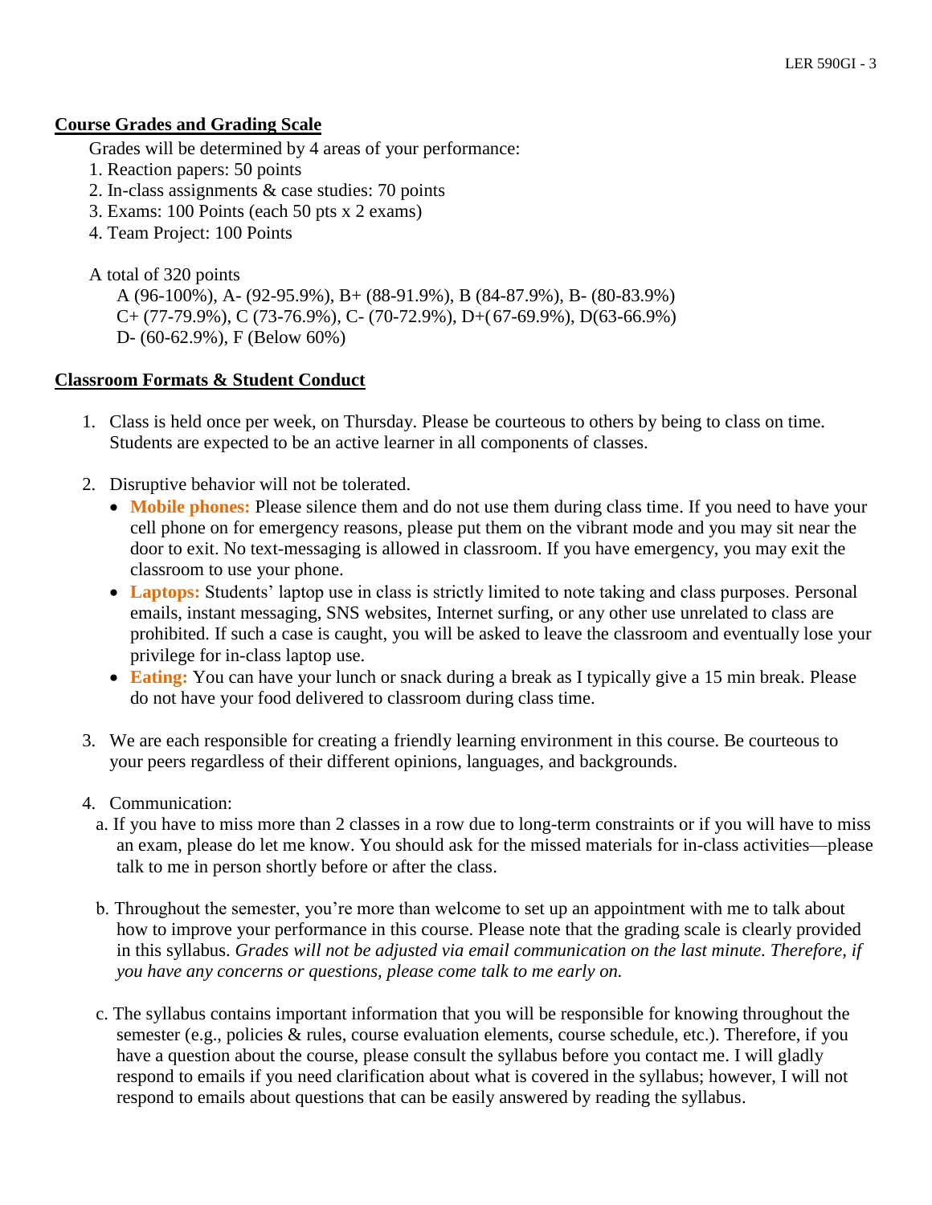## Course Grades and Grading Scale

Grades will be determined by 4 areas of your performance:

1. Reaction papers: 50 points
2. In-class assignments & case studies: 70 points
3. Exams: 100 Points (each 50 pts x 2 exams)
4. Team Project: 100 Points

A total of 320 points

A (96-100%), A- (92-95.9%), B+ (88-91.9%), B (84-87.9%), B- (80-83.9%)
C+ (77-79.9%), C (73-76.9%), C- (70-72.9%), D+( 67-69.9%), D(63-66.9%)
D- (60-62.9%), F (Below 60%)

## Classroom Formats & Student Conduct

1. Class is held once per week, on Thursday. Please be courteous to others by being to class on time. Students are expected to be an active learner in all components of classes.

2. Disruptive behavior will not be tolerated.
   - **Mobile phones:** Please silence them and do not use them during class time. If you need to have your cell phone on for emergency reasons, please put them on the vibrant mode and you may sit near the door to exit. No text-messaging is allowed in classroom. If you have emergency, you may exit the classroom to use your phone.
   - **Laptops:** Students' laptop use in class is strictly limited to note taking and class purposes. Personal emails, instant messaging, SNS websites, Internet surfing, or any other use unrelated to class are prohibited. If such a case is caught, you will be asked to leave the classroom and eventually lose your privilege for in-class laptop use.
   - **Eating:** You can have your lunch or snack during a break as I typically give a 15 min break. Please do not have your food delivered to classroom during class time.

3. We are each responsible for creating a friendly learning environment in this course. Be courteous to your peers regardless of their different opinions, languages, and backgrounds.

4. Communication:

   a. If you have to miss more than 2 classes in a row due to long-term constraints or if you will have to miss an exam, please do let me know. You should ask for the missed materials for in-class activities—please talk to me in person shortly before or after the class.

   b. Throughout the semester, you're more than welcome to set up an appointment with me to talk about how to improve your performance in this course. Please note that the grading scale is clearly provided in this syllabus. *Grades will not be adjusted via email communication on the last minute. Therefore, if you have any concerns or questions, please come talk to me early on.*

   c. The syllabus contains important information that you will be responsible for knowing throughout the semester (e.g., policies & rules, course evaluation elements, course schedule, etc.). Therefore, if you have a question about the course, please consult the syllabus before you contact me. I will gladly respond to emails if you need clarification about what is covered in the syllabus; however, I will not respond to emails about questions that can be easily answered by reading the syllabus.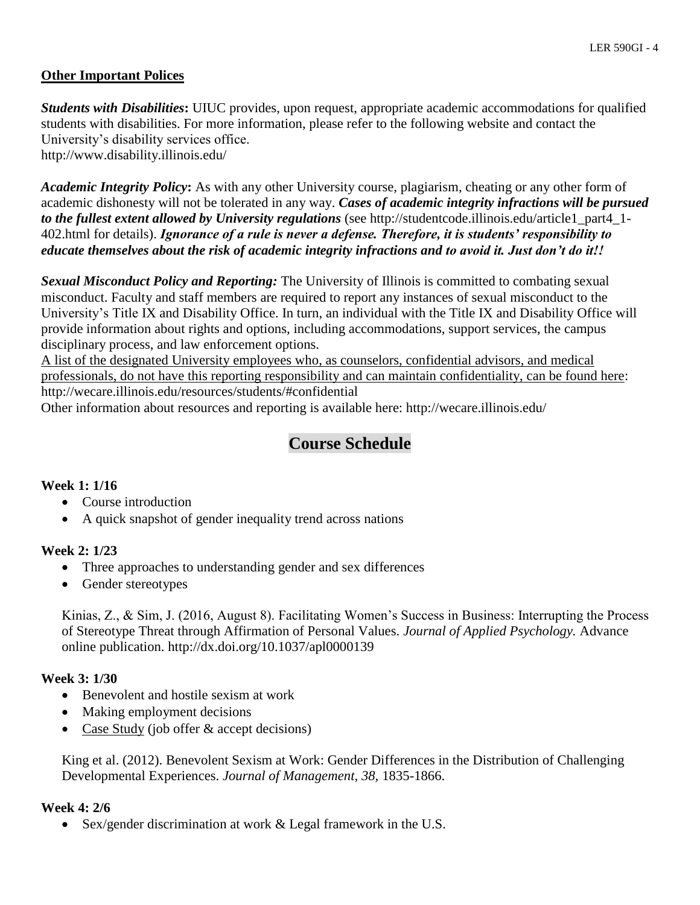## Other Important Polices

***Students with Disabilities*:** UIUC provides, upon request, appropriate academic accommodations for qualified students with disabilities. For more information, please refer to the following website and contact the University's disability services office.
http://www.disability.illinois.edu/

***Academic Integrity Policy*:** As with any other University course, plagiarism, cheating or any other form of academic dishonesty will not be tolerated in any way. ***Cases of academic integrity infractions will be pursued to the fullest extent allowed by University regulations*** (see http://studentcode.illinois.edu/article1_part4_1-402.html for details). ***Ignorance of a rule is never a defense. Therefore, it is students' responsibility to educate themselves about the risk of academic integrity infractions and to avoid it. Just don't do it!!***

***Sexual Misconduct Policy and Reporting:*** The University of Illinois is committed to combating sexual misconduct. Faculty and staff members are required to report any instances of sexual misconduct to the University's Title IX and Disability Office. In turn, an individual with the Title IX and Disability Office will provide information about rights and options, including accommodations, support services, the campus disciplinary process, and law enforcement options.
A list of the designated University employees who, as counselors, confidential advisors, and medical professionals, do not have this reporting responsibility and can maintain confidentiality, can be found here: http://wecare.illinois.edu/resources/students/#confidential
Other information about resources and reporting is available here: http://wecare.illinois.edu/

# Course Schedule

**Week 1: 1/16**

- Course introduction
- A quick snapshot of gender inequality trend across nations

**Week 2: 1/23**

- Three approaches to understanding gender and sex differences
- Gender stereotypes

Kinias, Z., & Sim, J. (2016, August 8). Facilitating Women's Success in Business: Interrupting the Process of Stereotype Threat through Affirmation of Personal Values. *Journal of Applied Psychology.* Advance online publication. http://dx.doi.org/10.1037/apl0000139

**Week 3: 1/30**

- Benevolent and hostile sexism at work
- Making employment decisions
- Case Study (job offer & accept decisions)

King et al. (2012). Benevolent Sexism at Work: Gender Differences in the Distribution of Challenging Developmental Experiences. *Journal of Management, 38,* 1835-1866.

**Week 4: 2/6**

- Sex/gender discrimination at work & Legal framework in the U.S.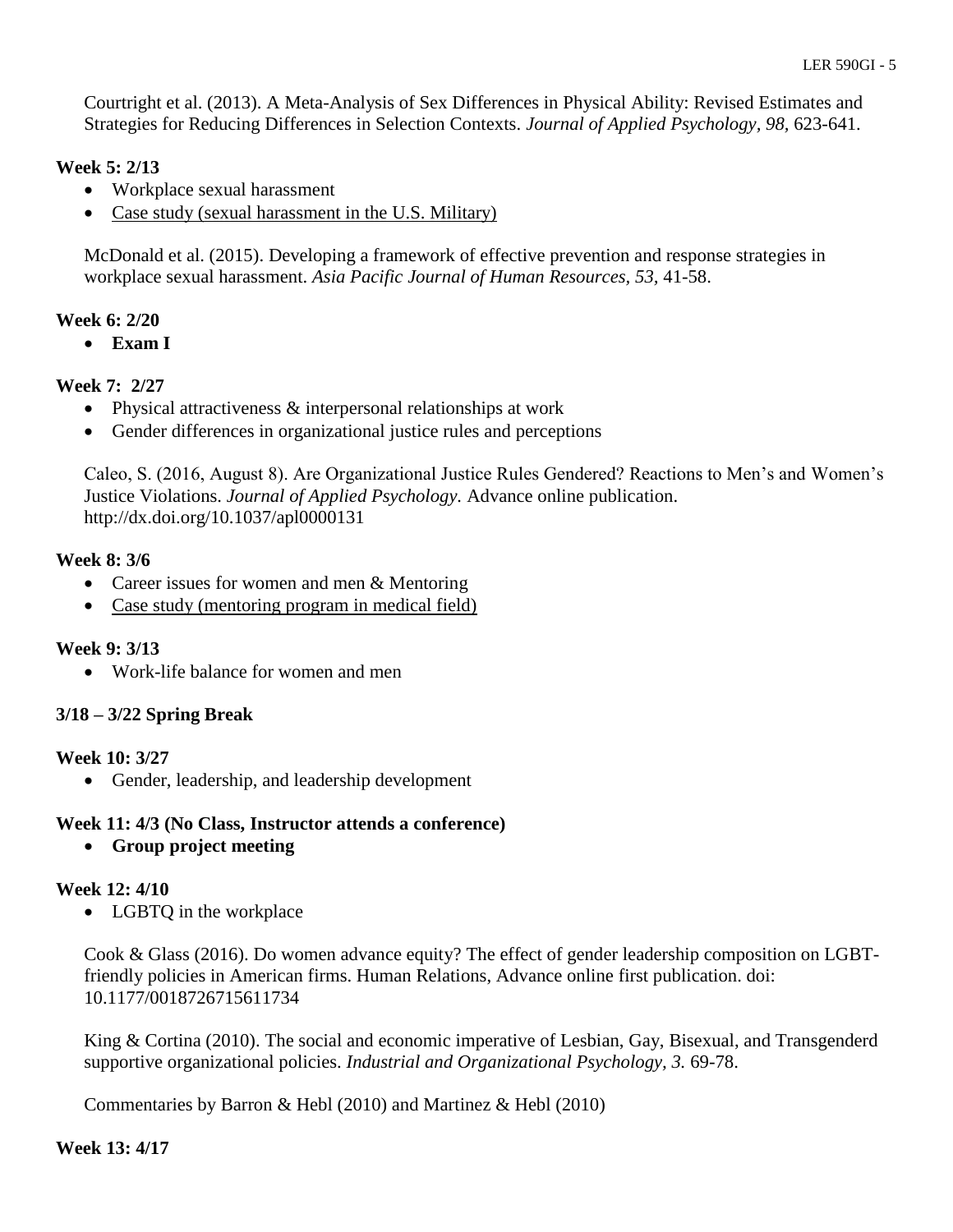Courtright et al. (2013). A Meta-Analysis of Sex Differences in Physical Ability: Revised Estimates and Strategies for Reducing Differences in Selection Contexts. *Journal of Applied Psychology*, *98*, 623-641.

**Week 5: 2/13**

- Workplace sexual harassment
- Case study (sexual harassment in the U.S. Military)

McDonald et al. (2015). Developing a framework of effective prevention and response strategies in workplace sexual harassment. *Asia Pacific Journal of Human Resources*, *53*, 41-58.

**Week 6: 2/20**

- **Exam I**

**Week 7: 2/27**

- Physical attractiveness & interpersonal relationships at work
- Gender differences in organizational justice rules and perceptions

Caleo, S. (2016, August 8). Are Organizational Justice Rules Gendered? Reactions to Men's and Women's Justice Violations. *Journal of Applied Psychology.* Advance online publication. http://dx.doi.org/10.1037/apl0000131

**Week 8: 3/6**

- Career issues for women and men & Mentoring
- Case study (mentoring program in medical field)

**Week 9: 3/13**

- Work-life balance for women and men

**3/18 – 3/22 Spring Break**

**Week 10: 3/27**

- Gender, leadership, and leadership development

**Week 11: 4/3 (No Class, Instructor attends a conference)**

- **Group project meeting**

**Week 12: 4/10**

- LGBTQ in the workplace

Cook & Glass (2016). Do women advance equity? The effect of gender leadership composition on LGBT-friendly policies in American firms. Human Relations, Advance online first publication. doi: 10.1177/0018726715611734

King & Cortina (2010). The social and economic imperative of Lesbian, Gay, Bisexual, and Transgenderd supportive organizational policies. *Industrial and Organizational Psychology, 3.* 69-78.

Commentaries by Barron & Hebl (2010) and Martinez & Hebl (2010)

**Week 13: 4/17**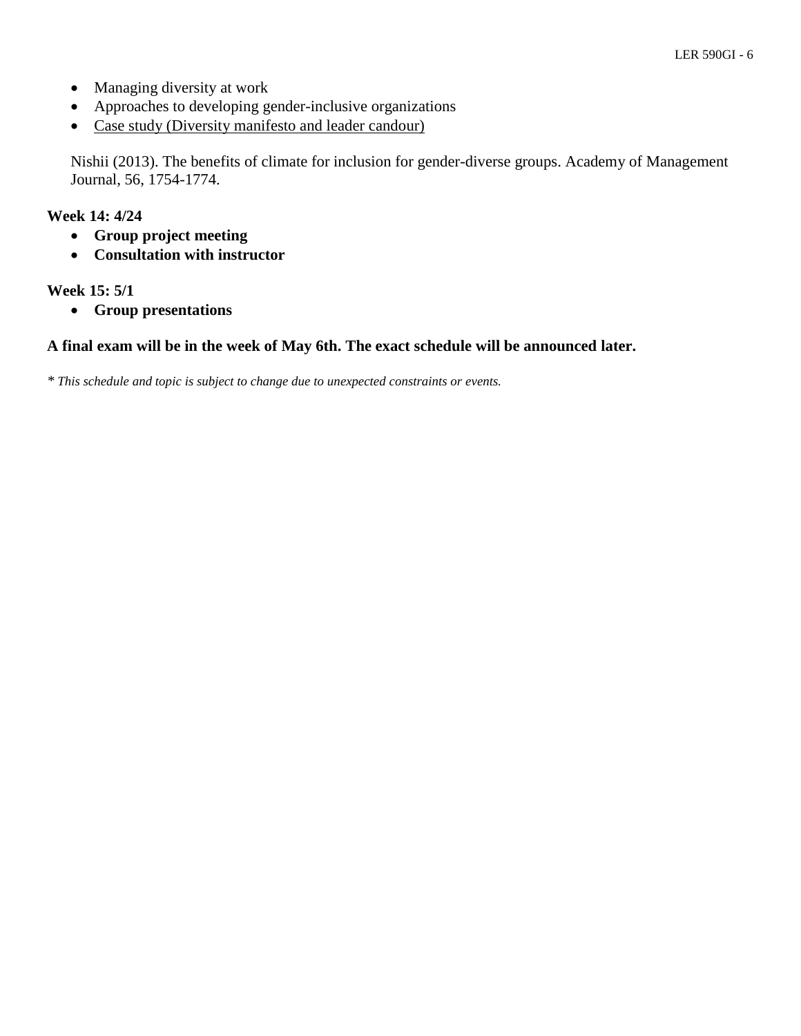- Managing diversity at work
- Approaches to developing gender-inclusive organizations
- <u>Case study (Diversity manifesto and leader candour)</u>

Nishii (2013). The benefits of climate for inclusion for gender-diverse groups. Academy of Management Journal, 56, 1754-1774.

**Week 14: 4/24**

- **Group project meeting**
- **Consultation with instructor**

**Week 15: 5/1**

- **Group presentations**

**A final exam will be in the week of May 6th. The exact schedule will be announced later.**

*\* This schedule and topic is subject to change due to unexpected constraints or events.*